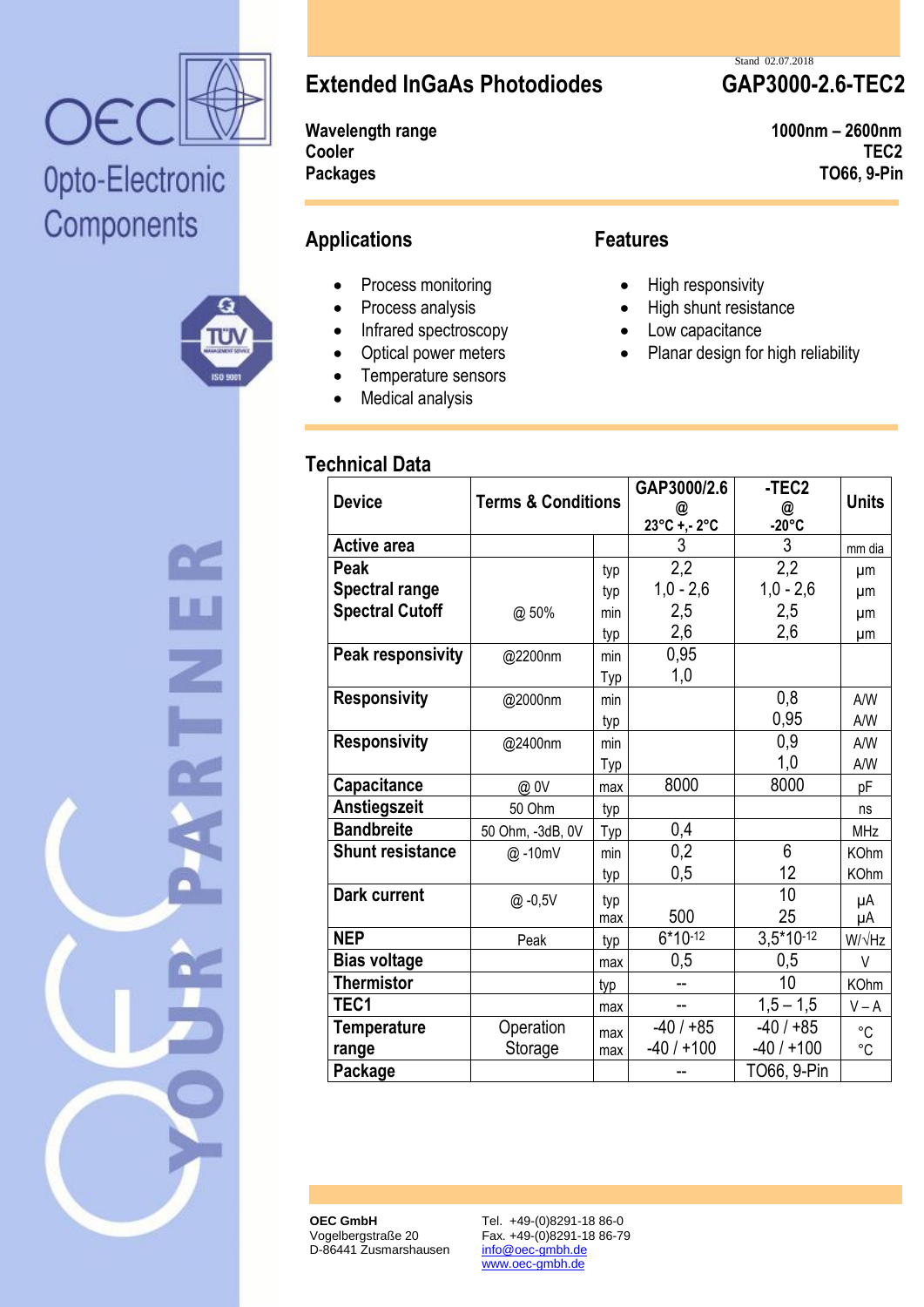OEC Opto-Electronic Components

Stand 02.07.2018

# Extended InGaAs Photodiodes

# GAP3000-2.6-TEC2

| | |
|---|---|
| **Wavelength range** | **1000nm – 2600nm** |
| **Cooler** | **TEC2** |
| **Packages** | **TO66, 9-Pin** |

## Applications

- Process monitoring
- Process analysis
- Infrared spectroscopy
- Optical power meters
- Temperature sensors
- Medical analysis

## Features

- High responsivity
- High shunt resistance
- Low capacitance
- Planar design for high reliability

## Technical Data

| Device | Terms & Conditions | | GAP3000/2.6 @ 23°C +,- 2°C | -TEC2 @ -20°C | Units |
|---|---|---|---|---|---|
| **Active area** | | | 3 | 3 | mm dia |
| **Peak** | | typ | 2,2 | 2,2 | µm |
| **Spectral range** | | typ | 1,0 - 2,6 | 1,0 - 2,6 | µm |
| **Spectral Cutoff** | @ 50% | min | 2,5 | 2,5 | µm |
| | | typ | 2,6 | 2,6 | µm |
| **Peak responsivity** | @2200nm | min | 0,95 | | |
| | | Typ | 1,0 | | |
| **Responsivity** | @2000nm | min | | 0,8 | A/W |
| | | typ | | 0,95 | A/W |
| **Responsivity** | @2400nm | min | | 0,9 | A/W |
| | | Typ | | 1,0 | A/W |
| **Capacitance** | @ 0V | max | 8000 | 8000 | pF |
| **Anstiegszeit** | 50 Ohm | typ | | | ns |
| **Bandbreite** | 50 Ohm, -3dB, 0V | Typ | 0,4 | | MHz |
| **Shunt resistance** | @ -10mV | min | 0,2 | 6 | KOhm |
| | | typ | 0,5 | 12 | KOhm |
| **Dark current** | @ -0,5V | typ | | 10 | µA |
| | | max | 500 | 25 | µA |
| **NEP** | Peak | typ | $6*10^{-12}$ | $3,5*10^{-12}$ | W/√Hz |
| **Bias voltage** | | max | 0,5 | 0,5 | V |
| **Thermistor** | | typ | -- | 10 | KOhm |
| **TEC1** | | max | -- | 1,5 – 1,5 | V – A |
| **Temperature range** | Operation | max | -40 / +85 | -40 / +85 | °C |
| | Storage | max | -40 / +100 | -40 / +100 | °C |
| **Package** | | | -- | TO66, 9-Pin | |

**OEC GmbH**
Vogelbergstraße 20
D-86441 Zusmarshausen

Tel. +49-(0)8291-18 86-0
Fax. +49-(0)8291-18 86-79
info@oec-gmbh.de
www.oec-gmbh.de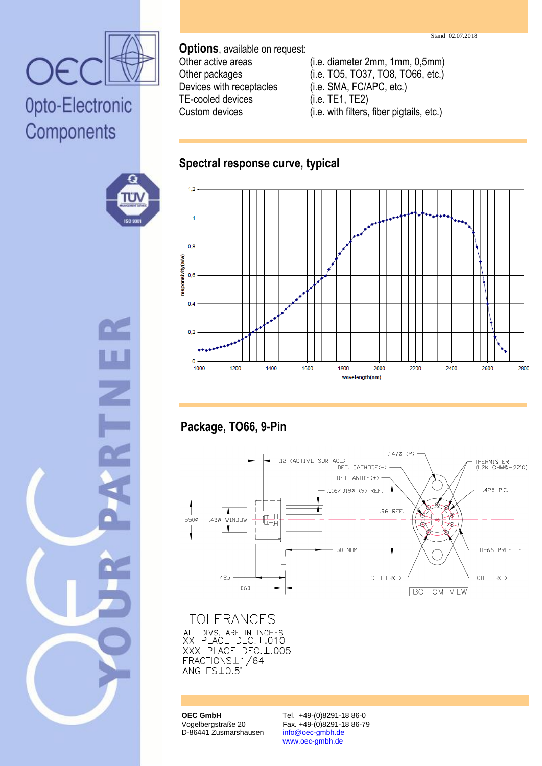**Options**, available on request:

| | |
|---|---|
| Other active areas | (i.e. diameter 2mm, 1mm, 0,5mm) |
| Other packages | (i.e. TO5, TO37, TO8, TO66, etc.) |
| Devices with receptacles | (i.e. SMA, FC/APC, etc.) |
| TE-cooled devices | (i.e. TE1, TE2) |
| Custom devices | (i.e. with filters, fiber pigtails, etc.) |

## Spectral response curve, typical

responsivity(a/w)

1,2
1
0,8
0,6
0,4
0,2
0

1000
1200
1400
1600
1800
2000
2200
2400
2600
2800

wavelength(nm)

## Package, TO66, 9-Pin

.12 (ACTIVE SURFACE)
.1470 (2)
THERMISTER (1.2K OHM@+22°C)
DET. CATHODE(-)
DET. ANODE(+)
.016/.0190 (9) REF.
.425 P.C.
.96 REF.
.5500
.430 WINDOW
.50 NOM.
TO-66 PROFILE
.425
.060
COOLER(+)
COOLER(-)
BOTTOM VIEW

TOLERANCES

ALL DIMS. ARE IN INCHES
XX PLACE DEC.±.010
XXX PLACE DEC.±.005
FRACTIONS±1/64
ANGLES±0.5°

**OEC GmbH**
Vogelbergstraße 20
D-86441 Zusmarshausen

Tel. +49-(0)8291-18 86-0
Fax. +49-(0)8291-18 86-79
info@oec-gmbh.de
www.oec-gmbh.de